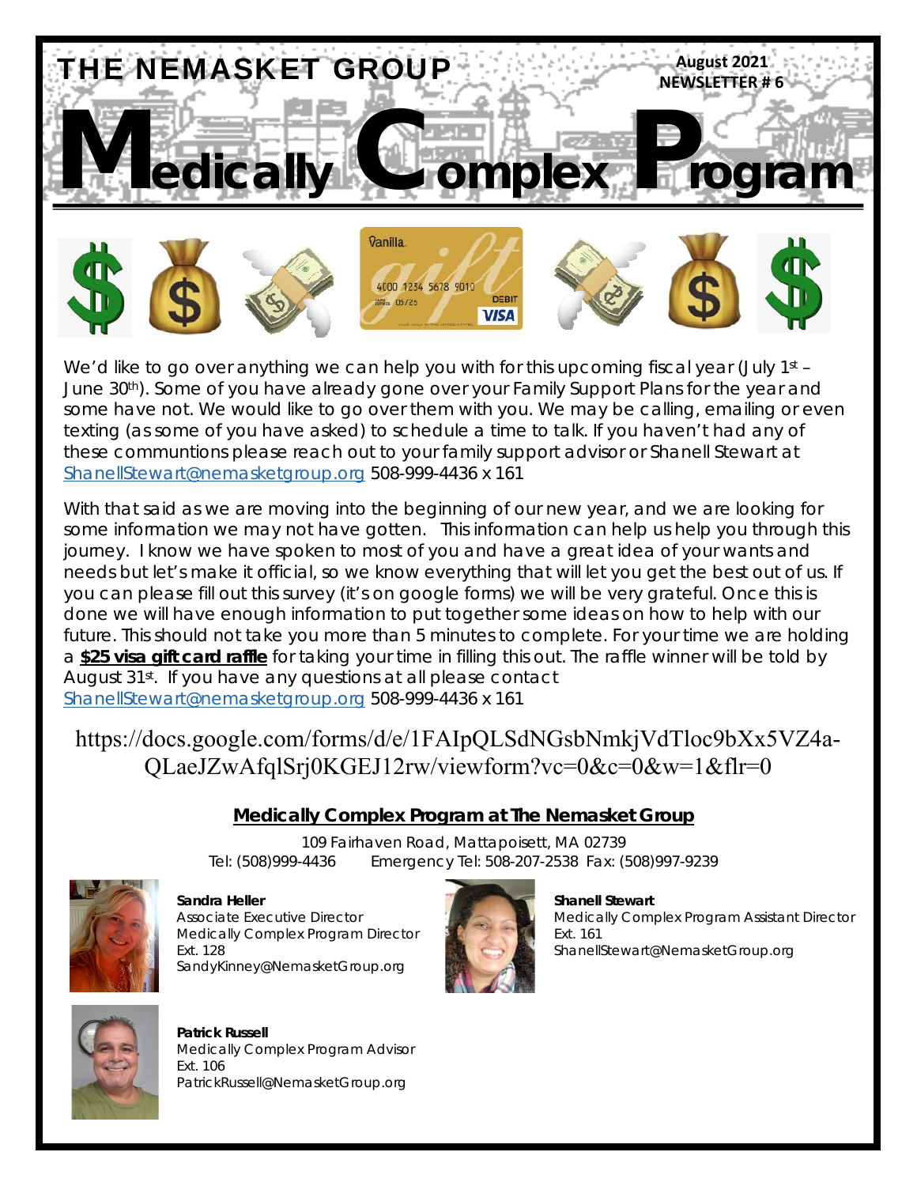# THE NEMASKET GROUP

August 2021
NEWSLETTER # 6

# Medically Complex Program

We'd like to go over anything we can help you with for this upcoming fiscal year (July 1st – June 30th). Some of you have already gone over your Family Support Plans for the year and some have not. We would like to go over them with you. We may be calling, emailing or even texting (as some of you have asked) to schedule a time to talk. If you haven't had any of these communtions please reach out to your family support advisor or Shanell Stewart at ShanellStewart@nemasketgroup.org 508-999-4436 x 161

With that said as we are moving into the beginning of our new year, and we are looking for some information we may not have gotten. This information can help us help you through this journey. I know we have spoken to most of you and have a great idea of your wants and needs but let's make it official, so we know everything that will let you get the best out of us. If you can please fill out this survey (it's on google forms) we will be very grateful. Once this is done we will have enough information to put together some ideas on how to help with our future. This should not take you more than 5 minutes to complete. For your time we are holding a **$25 visa gift card raffle** for taking your time in filling this out. The raffle winner will be told by August 31st. If you have any questions at all please contact ShanellStewart@nemasketgroup.org 508-999-4436 x 161

https://docs.google.com/forms/d/e/1FAIpQLSdNGsbNmkjVdTloc9bXx5VZ4a-QLaeJZwAfqlSrj0KGEJ12rw/viewform?vc=0&c=0&w=1&flr=0

## Medically Complex Program at The Nemasket Group

109 Fairhaven Road, Mattapoisett, MA 02739
Tel: (508)999-4436 Emergency Tel: 508-207-2538 Fax: (508)997-9239

**Sandra Heller**
*Associate Executive Director*
*Medically Complex Program Director*
*Ext. 128*
*SandyKinney@NemasketGroup.org*

**Shanell Stewart**
*Medically Complex Program Assistant Director*
*Ext. 161*
*ShanellStewart@NemasketGroup.org*

**Patrick Russell**
*Medically Complex Program Advisor*
*Ext. 106*
*PatrickRussell@NemasketGroup.org*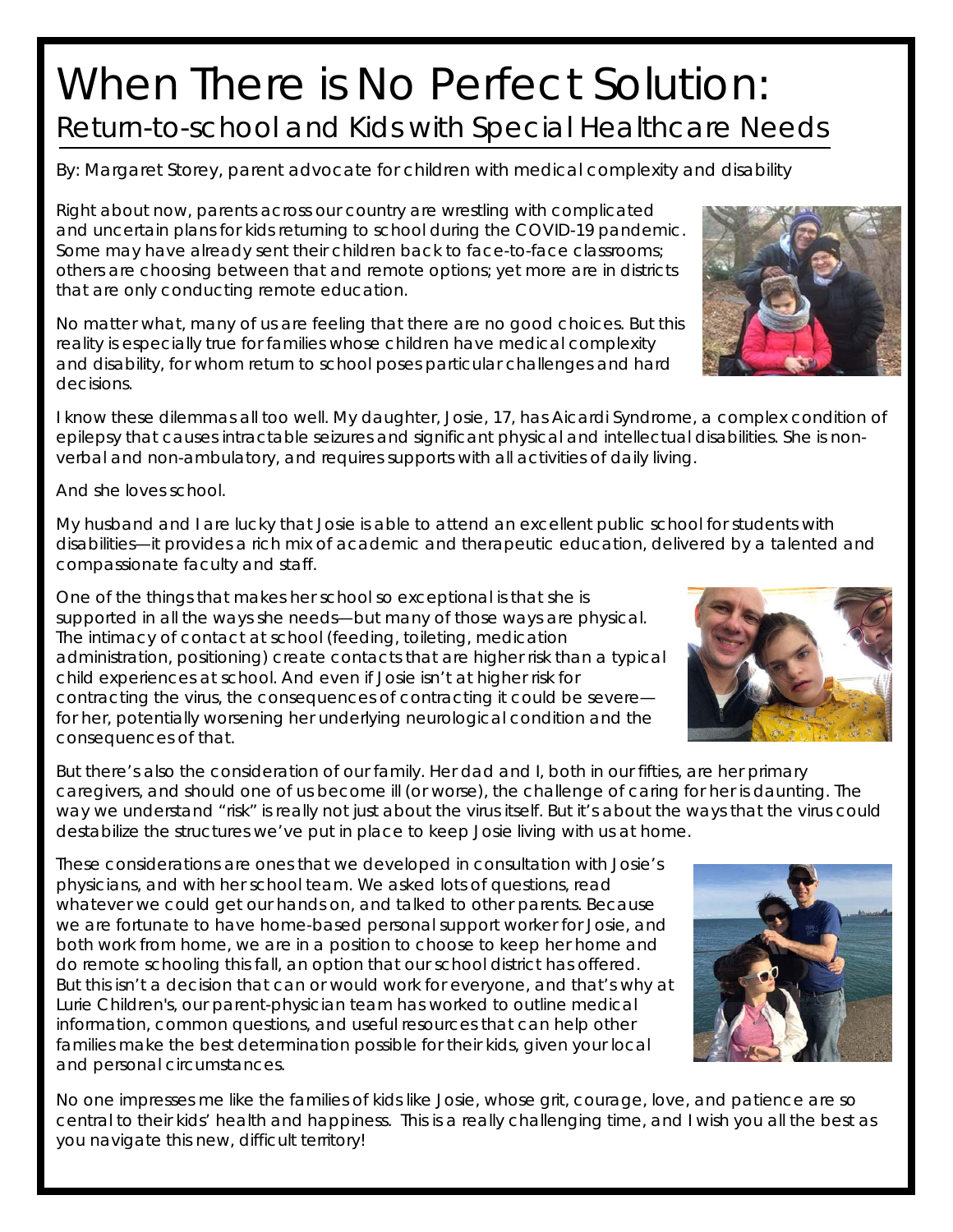# When There is No Perfect Solution:

## Return-to-school and Kids with Special Healthcare Needs

By: Margaret Storey, parent advocate for children with medical complexity and disability

Right about now, parents across our country are wrestling with complicated and uncertain plans for kids returning to school during the COVID-19 pandemic. Some may have already sent their children back to face-to-face classrooms; others are choosing between that and remote options; yet more are in districts that are only conducting remote education.

No matter what, many of us are feeling that there are no good choices. But this reality is especially true for families whose children have medical complexity and disability, for whom return to school poses particular challenges and hard decisions.

I know these dilemmas all too well. My daughter, Josie, 17, has Aicardi Syndrome, a complex condition of epilepsy that causes intractable seizures and significant physical and intellectual disabilities. She is non-verbal and non-ambulatory, and requires supports with all activities of daily living.

And she loves school.

My husband and I are lucky that Josie is able to attend an excellent public school for students with disabilities—it provides a rich mix of academic and therapeutic education, delivered by a talented and compassionate faculty and staff.

One of the things that makes her school so exceptional is that she is supported in all the ways she needs—but many of those ways are physical. The intimacy of contact at school (feeding, toileting, medication administration, positioning) create contacts that are higher risk than a typical child experiences at school. And even if Josie isn't at higher risk for contracting the virus, the consequences of contracting it could be severe—for her, potentially worsening her underlying neurological condition and the consequences of that.

But there's also the consideration of our family. Her dad and I, both in our fifties, are her primary caregivers, and should one of us become ill (or worse), the challenge of caring for her is daunting. The way we understand "risk" is really not just about the virus itself. But it's about the ways that the virus could destabilize the structures we've put in place to keep Josie living with us at home.

These considerations are ones that we developed in consultation with Josie's physicians, and with her school team. We asked lots of questions, read whatever we could get our hands on, and talked to other parents. Because we are fortunate to have home-based personal support worker for Josie, and both work from home, we are in a position to choose to keep her home and do remote schooling this fall, an option that our school district has offered. But this isn't a decision that can or would work for everyone, and that's why at Lurie Children's, our parent-physician team has worked to outline medical information, common questions, and useful resources that can help other families make the best determination possible for their kids, given your local and personal circumstances.

No one impresses me like the families of kids like Josie, whose grit, courage, love, and patience are so central to their kids' health and happiness. This is a really challenging time, and I wish you all the best as you navigate this new, difficult territory!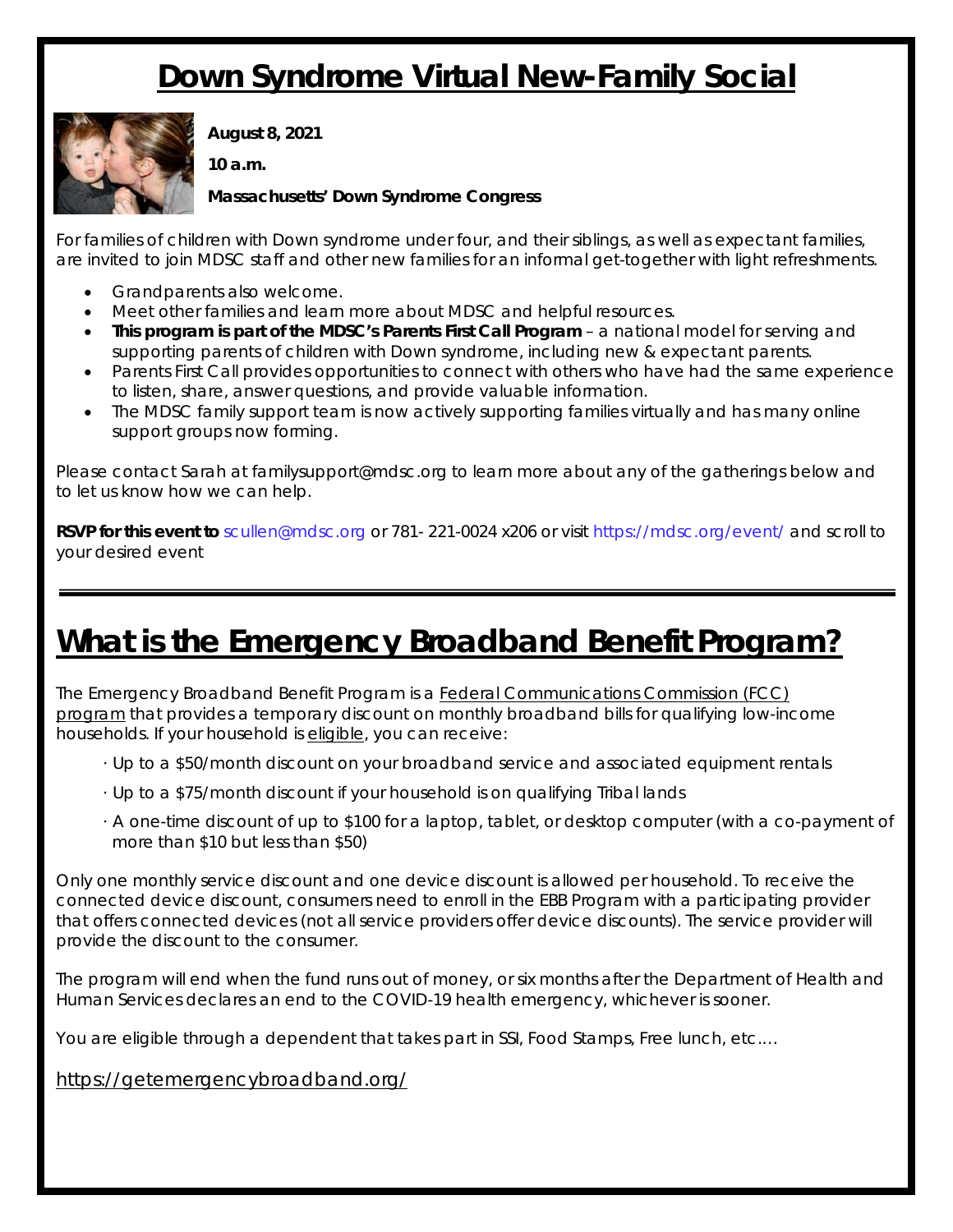# Down Syndrome Virtual New-Family Social

**August 8, 2021**

**10 a.m.**

**Massachusetts' Down Syndrome Congress**

For families of children with Down syndrome under four, and their siblings, as well as expectant families, are invited to join MDSC staff and other new families for an informal get-together with light refreshments.

- Grandparents also welcome.
- Meet other families and learn more about MDSC and helpful resources.
- **This program is part of the MDSC's Parents First Call Program** – a national model for serving and supporting parents of children with Down syndrome, including new & expectant parents.
- Parents First Call provides opportunities to connect with others who have had the same experience to listen, share, answer questions, and provide valuable information.
- The MDSC family support team is now actively supporting families virtually and has many online support groups now forming.

Please contact Sarah at familysupport@mdsc.org to learn more about any of the gatherings below and to let us know how we can help.

**RSVP for this event to** scullen@mdsc.org or 781- 221-0024 x206 or visit https://mdsc.org/event/ and scroll to your desired event

---

# What is the Emergency Broadband Benefit Program?

The Emergency Broadband Benefit Program is a Federal Communications Commission (FCC) program that provides a temporary discount on monthly broadband bills for qualifying low-income households. If your household is eligible, you can receive:

· Up to a $50/month discount on your broadband service and associated equipment rentals

· Up to a $75/month discount if your household is on qualifying Tribal lands

· A one-time discount of up to $100 for a laptop, tablet, or desktop computer (with a co-payment of more than $10 but less than $50)

Only one monthly service discount and one device discount is allowed per household. To receive the connected device discount, consumers need to enroll in the EBB Program with a participating provider that offers connected devices (not all service providers offer device discounts). The service provider will provide the discount to the consumer.

The program will end when the fund runs out of money, or six months after the Department of Health and Human Services declares an end to the COVID-19 health emergency, whichever is sooner.

You are eligible through a dependent that takes part in SSI, Food Stamps, Free lunch, etc….

https://getemergencybroadband.org/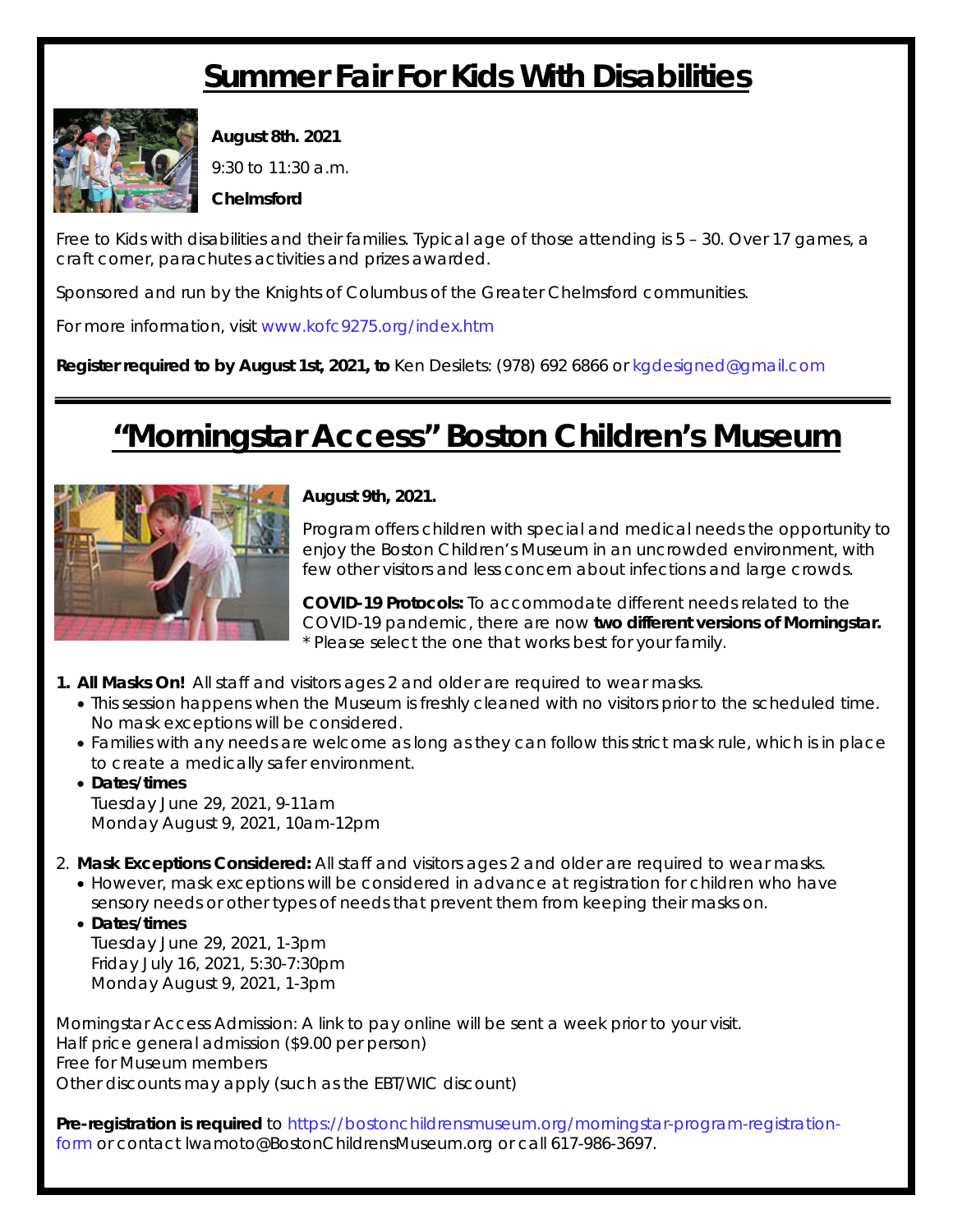# Summer Fair For Kids With Disabilities

**August 8th. 2021**

9:30 to 11:30 a.m.

**Chelmsford**

Free to Kids with disabilities and their families. Typical age of those attending is 5 – 30. Over 17 games, a craft corner, parachutes activities and prizes awarded.

Sponsored and run by the Knights of Columbus of the Greater Chelmsford communities.

For more information, visit www.kofc9275.org/index.htm

**Register required to by August 1st, 2021, to** Ken Desilets: (978) 692 6866 or kgdesigned@gmail.com

---

# "Morningstar Access" Boston Children's Museum

**August 9th, 2021.**

Program offers children with special and medical needs the opportunity to enjoy the Boston Children's Museum in an uncrowded environment, with few other visitors and less concern about infections and large crowds.

**COVID-19 Protocols:** To accommodate different needs related to the COVID-19 pandemic, there are now **two different versions of Morningstar.** * Please select the one that works best for your family.

1. **All Masks On!** All staff and visitors ages 2 and older are required to wear masks.
   - This session happens when the Museum is freshly cleaned with no visitors prior to the scheduled time. No mask exceptions will be considered.
   - Families with any needs are welcome as long as they can follow this strict mask rule, which is in place to create a medically safer environment.
   - **Dates/times**
     Tuesday June 29, 2021, 9-11am
     Monday August 9, 2021, 10am-12pm

2. **Mask Exceptions Considered:** All staff and visitors ages 2 and older are required to wear masks.
   - However, mask exceptions will be considered in advance at registration for children who have sensory needs or other types of needs that prevent them from keeping their masks on.
   - **Dates/times**
     Tuesday June 29, 2021, 1-3pm
     Friday July 16, 2021, 5:30-7:30pm
     Monday August 9, 2021, 1-3pm

Morningstar Access Admission: A link to pay online will be sent a week prior to your visit.
Half price general admission ($9.00 per person)
Free for Museum members
Other discounts may apply (such as the EBT/WIC discount)

**Pre-registration is required** to https://bostonchildrensmuseum.org/morningstar-program-registration-form or contact Iwamoto@BostonChildrensMuseum.org or call 617-986-3697.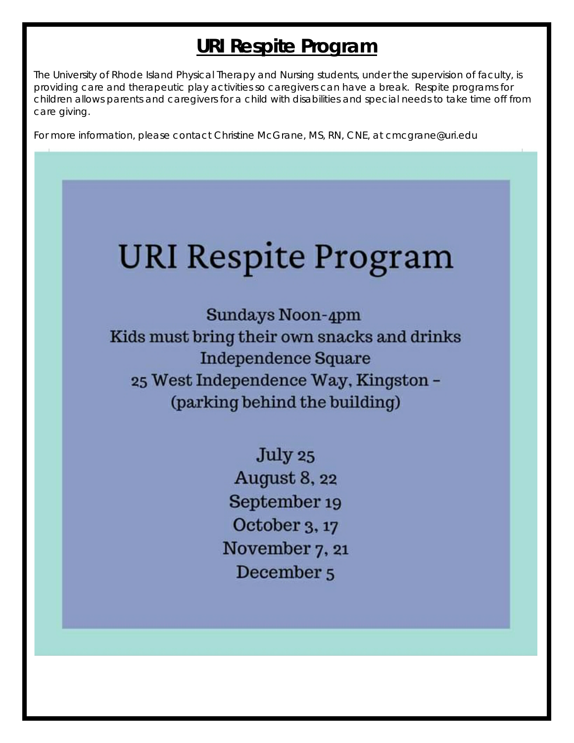# URI Respite Program

The University of Rhode Island Physical Therapy and Nursing students, under the supervision of faculty, is providing care and therapeutic play activities so caregivers can have a break. Respite programs for children allows parents and caregivers for a child with disabilities and special needs to take time off from care giving.

For more information, please contact Christine McGrane, MS, RN, CNE, at cmcgrane@uri.edu

## URI Respite Program

Sundays Noon-4pm
Kids must bring their own snacks and drinks
Independence Square
25 West Independence Way, Kingston -
(parking behind the building)

July 25
August 8, 22
September 19
October 3, 17
November 7, 21
December 5